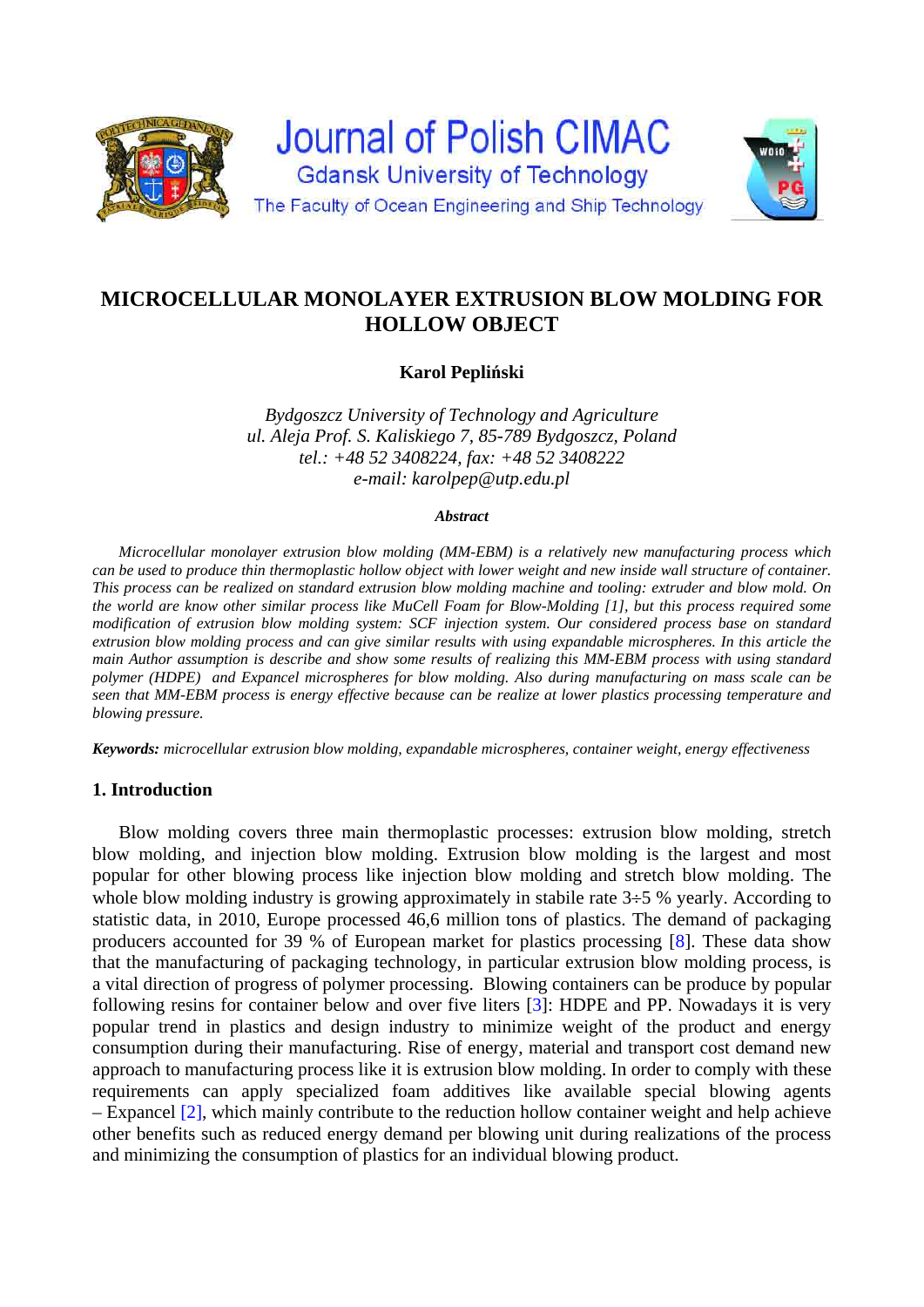# MICROCELLULAR MONOLAYER EXTRUSION BLOW MOLDING FOR HOLLOW OBJECT

**Karol Pepliński**

*Bydgoszcz University of Technology and Agriculture*
*ul. Aleja Prof. S. Kaliskiego 7, 85-789 Bydgoszcz, Poland*
*tel.: +48 52 3408224, fax: +48 52 3408222*
*e-mail: karolpep@utp.edu.pl*

***Abstract***

*Microcellular monolayer extrusion blow molding (MM-EBM) is a relatively new manufacturing process which can be used to produce thin thermoplastic hollow object with lower weight and new inside wall structure of container. This process can be realized on standard extrusion blow molding machine and tooling: extruder and blow mold. On the world are know other similar process like MuCell Foam for Blow-Molding [1], but this process required some modification of extrusion blow molding system: SCF injection system. Our considered process base on standard extrusion blow molding process and can give similar results with using expandable microspheres. In this article the main Author assumption is describe and show some results of realizing this MM-EBM process with using standard polymer (HDPE) and Expancel microspheres for blow molding. Also during manufacturing on mass scale can be seen that MM-EBM process is energy effective because can be realize at lower plastics processing temperature and blowing pressure.*

***Keywords:*** *microcellular extrusion blow molding, expandable microspheres, container weight, energy effectiveness*

## 1. Introduction

Blow molding covers three main thermoplastic processes: extrusion blow molding, stretch blow molding, and injection blow molding. Extrusion blow molding is the largest and most popular for other blowing process like injection blow molding and stretch blow molding. The whole blow molding industry is growing approximately in stabile rate 3÷5 % yearly. According to statistic data, in 2010, Europe processed 46,6 million tons of plastics. The demand of packaging producers accounted for 39 % of European market for plastics processing [8]. These data show that the manufacturing of packaging technology, in particular extrusion blow molding process, is a vital direction of progress of polymer processing. Blowing containers can be produce by popular following resins for container below and over five liters [3]: HDPE and PP. Nowadays it is very popular trend in plastics and design industry to minimize weight of the product and energy consumption during their manufacturing. Rise of energy, material and transport cost demand new approach to manufacturing process like it is extrusion blow molding. In order to comply with these requirements can apply specialized foam additives like available special blowing agents – Expancel [2], which mainly contribute to the reduction hollow container weight and help achieve other benefits such as reduced energy demand per blowing unit during realizations of the process and minimizing the consumption of plastics for an individual blowing product.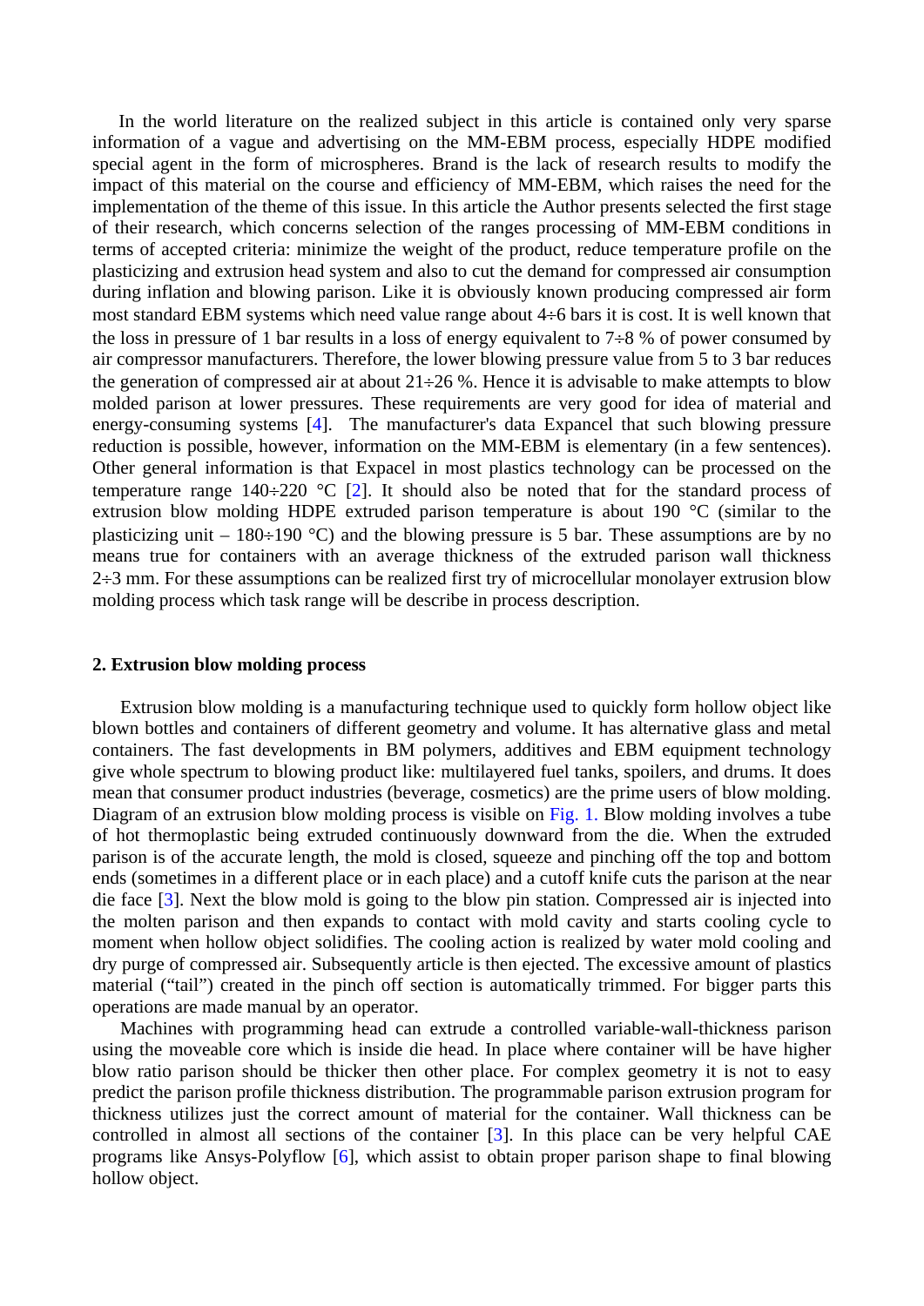In the world literature on the realized subject in this article is contained only very sparse information of a vague and advertising on the MM-EBM process, especially HDPE modified special agent in the form of microspheres. Brand is the lack of research results to modify the impact of this material on the course and efficiency of MM-EBM, which raises the need for the implementation of the theme of this issue. In this article the Author presents selected the first stage of their research, which concerns selection of the ranges processing of MM-EBM conditions in terms of accepted criteria: minimize the weight of the product, reduce temperature profile on the plasticizing and extrusion head system and also to cut the demand for compressed air consumption during inflation and blowing parison. Like it is obviously known producing compressed air form most standard EBM systems which need value range about 4÷6 bars it is cost. It is well known that the loss in pressure of 1 bar results in a loss of energy equivalent to 7÷8 % of power consumed by air compressor manufacturers. Therefore, the lower blowing pressure value from 5 to 3 bar reduces the generation of compressed air at about 21÷26 %. Hence it is advisable to make attempts to blow molded parison at lower pressures. These requirements are very good for idea of material and energy-consuming systems [4]. The manufacturer's data Expancel that such blowing pressure reduction is possible, however, information on the MM-EBM is elementary (in a few sentences). Other general information is that Expacel in most plastics technology can be processed on the temperature range 140÷220 °C [2]. It should also be noted that for the standard process of extrusion blow molding HDPE extruded parison temperature is about 190 °C (similar to the plasticizing unit – 180÷190 °C) and the blowing pressure is 5 bar. These assumptions are by no means true for containers with an average thickness of the extruded parison wall thickness 2÷3 mm. For these assumptions can be realized first try of microcellular monolayer extrusion blow molding process which task range will be describe in process description.

## 2. Extrusion blow molding process

Extrusion blow molding is a manufacturing technique used to quickly form hollow object like blown bottles and containers of different geometry and volume. It has alternative glass and metal containers. The fast developments in BM polymers, additives and EBM equipment technology give whole spectrum to blowing product like: multilayered fuel tanks, spoilers, and drums. It does mean that consumer product industries (beverage, cosmetics) are the prime users of blow molding. Diagram of an extrusion blow molding process is visible on Fig. 1. Blow molding involves a tube of hot thermoplastic being extruded continuously downward from the die. When the extruded parison is of the accurate length, the mold is closed, squeeze and pinching off the top and bottom ends (sometimes in a different place or in each place) and a cutoff knife cuts the parison at the near die face [3]. Next the blow mold is going to the blow pin station. Compressed air is injected into the molten parison and then expands to contact with mold cavity and starts cooling cycle to moment when hollow object solidifies. The cooling action is realized by water mold cooling and dry purge of compressed air. Subsequently article is then ejected. The excessive amount of plastics material ("tail") created in the pinch off section is automatically trimmed. For bigger parts this operations are made manual by an operator.

Machines with programming head can extrude a controlled variable-wall-thickness parison using the moveable core which is inside die head. In place where container will be have higher blow ratio parison should be thicker then other place. For complex geometry it is not to easy predict the parison profile thickness distribution. The programmable parison extrusion program for thickness utilizes just the correct amount of material for the container. Wall thickness can be controlled in almost all sections of the container [3]. In this place can be very helpful CAE programs like Ansys-Polyflow [6], which assist to obtain proper parison shape to final blowing hollow object.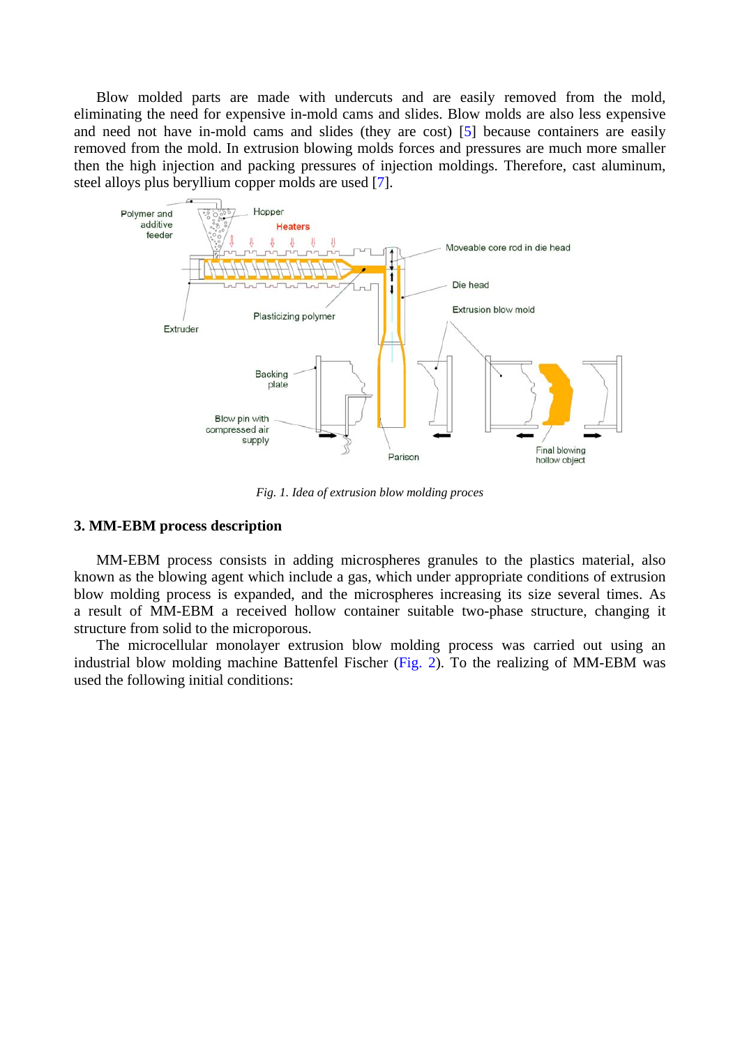Blow molded parts are made with undercuts and are easily removed from the mold, eliminating the need for expensive in-mold cams and slides. Blow molds are also less expensive and need not have in-mold cams and slides (they are cost) [5] because containers are easily removed from the mold. In extrusion blowing molds forces and pressures are much more smaller then the high injection and packing pressures of injection moldings. Therefore, cast aluminum, steel alloys plus beryllium copper molds are used [7].

*Fig. 1. Idea of extrusion blow molding proces*

### 3. MM-EBM process description

MM-EBM process consists in adding microspheres granules to the plastics material, also known as the blowing agent which include a gas, which under appropriate conditions of extrusion blow molding process is expanded, and the microspheres increasing its size several times. As a result of MM-EBM a received hollow container suitable two-phase structure, changing it structure from solid to the microporous.

The microcellular monolayer extrusion blow molding process was carried out using an industrial blow molding machine Battenfel Fischer (Fig. 2). To the realizing of MM-EBM was used the following initial conditions: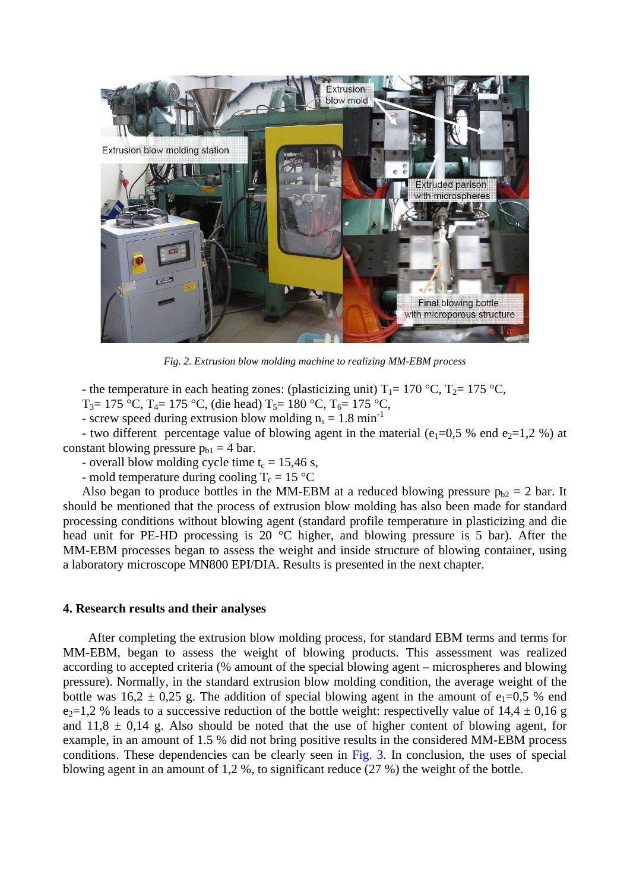Fig. 2. Extrusion blow molding machine to realizing MM-EBM process

- the temperature in each heating zones: (plasticizing unit) $T_1$= 170 °C, $T_2$= 175 °C, $T_3$= 175 °C, $T_4$= 175 °C, (die head) $T_5$= 180 °C, $T_6$= 175 °C,
- screw speed during extrusion blow molding $n_s$ = 1.8 $min^{-1}$
- two different percentage value of blowing agent in the material ($e_1$=0,5 % end $e_2$=1,2 %) at constant blowing pressure $p_{b1}$ = 4 bar.
- overall blow molding cycle time $t_c$ = 15,46 s,
- mold temperature during cooling $T_c$ = 15 °C

Also began to produce bottles in the MM-EBM at a reduced blowing pressure $p_{b2}$ = 2 bar. It should be mentioned that the process of extrusion blow molding has also been made for standard processing conditions without blowing agent (standard profile temperature in plasticizing and die head unit for PE-HD processing is 20 °C higher, and blowing pressure is 5 bar). After the MM-EBM processes began to assess the weight and inside structure of blowing container, using a laboratory microscope MN800 EPI/DIA. Results is presented in the next chapter.

## 4. Research results and their analyses

After completing the extrusion blow molding process, for standard EBM terms and terms for MM-EBM, began to assess the weight of blowing products. This assessment was realized according to accepted criteria (% amount of the special blowing agent – microspheres and blowing pressure). Normally, in the standard extrusion blow molding condition, the average weight of the bottle was 16,2 ± 0,25 g. The addition of special blowing agent in the amount of $e_1$=0,5 % end $e_2$=1,2 % leads to a successive reduction of the bottle weight: respectivelly value of 14,4 ± 0,16 g and 11,8 ± 0,14 g. Also should be noted that the use of higher content of blowing agent, for example, in an amount of 1.5 % did not bring positive results in the considered MM-EBM process conditions. These dependencies can be clearly seen in Fig. 3. In conclusion, the uses of special blowing agent in an amount of 1,2 %, to significant reduce (27 %) the weight of the bottle.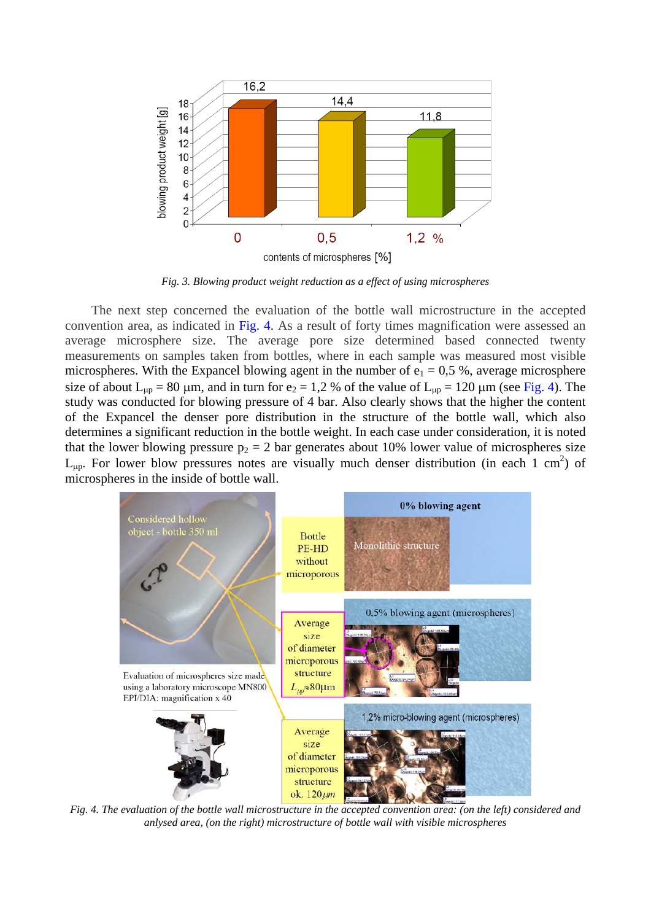Fig. 3. Blowing product weight reduction as a effect of using microspheres

The next step concerned the evaluation of the bottle wall microstructure in the accepted convention area, as indicated in Fig. 4. As a result of forty times magnification were assessed an average microsphere size. The average pore size determined based connected twenty measurements on samples taken from bottles, where in each sample was measured most visible microspheres. With the Expancel blowing agent in the number of $e_1$ = 0,5 %, average microsphere size of about $L_{\mu p}$ = 80 μm, and in turn for $e_2$ = 1,2 % of the value of $L_{\mu p}$ = 120 μm (see Fig. 4). The study was conducted for blowing pressure of 4 bar. Also clearly shows that the higher the content of the Expancel the denser pore distribution in the structure of the bottle wall, which also determines a significant reduction in the bottle weight. In each case under consideration, it is noted that the lower blowing pressure $p_2$ = 2 bar generates about 10% lower value of microspheres size $L_{\mu p}$. For lower blow pressures notes are visually much denser distribution (in each 1 $cm^2$) of microspheres in the inside of bottle wall.

Fig. 4. The evaluation of the bottle wall microstructure in the accepted convention area: (on the left) considered and anlysed area, (on the right) microstructure of bottle wall with visible microspheres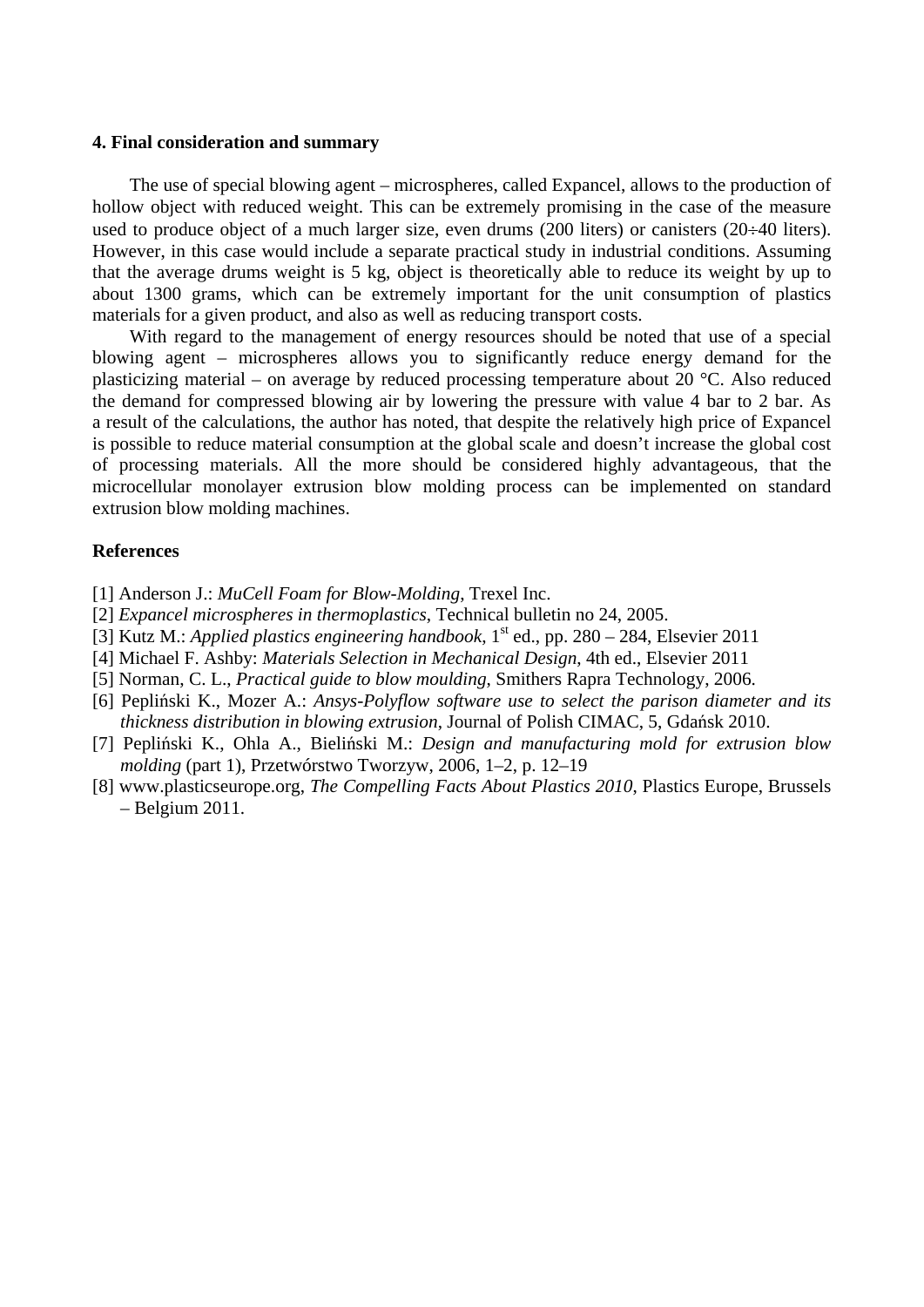## 4. Final consideration and summary

The use of special blowing agent – microspheres, called Expancel, allows to the production of hollow object with reduced weight. This can be extremely promising in the case of the measure used to produce object of a much larger size, even drums (200 liters) or canisters (20÷40 liters). However, in this case would include a separate practical study in industrial conditions. Assuming that the average drums weight is 5 kg, object is theoretically able to reduce its weight by up to about 1300 grams, which can be extremely important for the unit consumption of plastics materials for a given product, and also as well as reducing transport costs.

With regard to the management of energy resources should be noted that use of a special blowing agent – microspheres allows you to significantly reduce energy demand for the plasticizing material – on average by reduced processing temperature about 20 °C. Also reduced the demand for compressed blowing air by lowering the pressure with value 4 bar to 2 bar. As a result of the calculations, the author has noted, that despite the relatively high price of Expancel is possible to reduce material consumption at the global scale and doesn't increase the global cost of processing materials. All the more should be considered highly advantageous, that the microcellular monolayer extrusion blow molding process can be implemented on standard extrusion blow molding machines.

## References

[1] Anderson J.: *MuCell Foam for Blow-Molding*, Trexel Inc.

[2] *Expancel microspheres in thermoplastics*, Technical bulletin no 24, 2005.

[3] Kutz M.: *Applied plastics engineering handbook*, 1st ed., pp. 280 – 284, Elsevier 2011

[4] Michael F. Ashby: *Materials Selection in Mechanical Design*, 4th ed., Elsevier 2011

[5] Norman, C. L., *Practical guide to blow moulding*, Smithers Rapra Technology, 2006.

[6] Pepliński K., Mozer A.: *Ansys-Polyflow software use to select the parison diameter and its thickness distribution in blowing extrusion*, Journal of Polish CIMAC, 5, Gdańsk 2010.

[7] Pepliński K., Ohla A., Bieliński M.: *Design and manufacturing mold for extrusion blow molding* (part 1), Przetwórstwo Tworzyw, 2006, 1–2, p. 12–19

[8] www.plasticseurope.org, *The Compelling Facts About Plastics 2010*, Plastics Europe, Brussels – Belgium 2011.